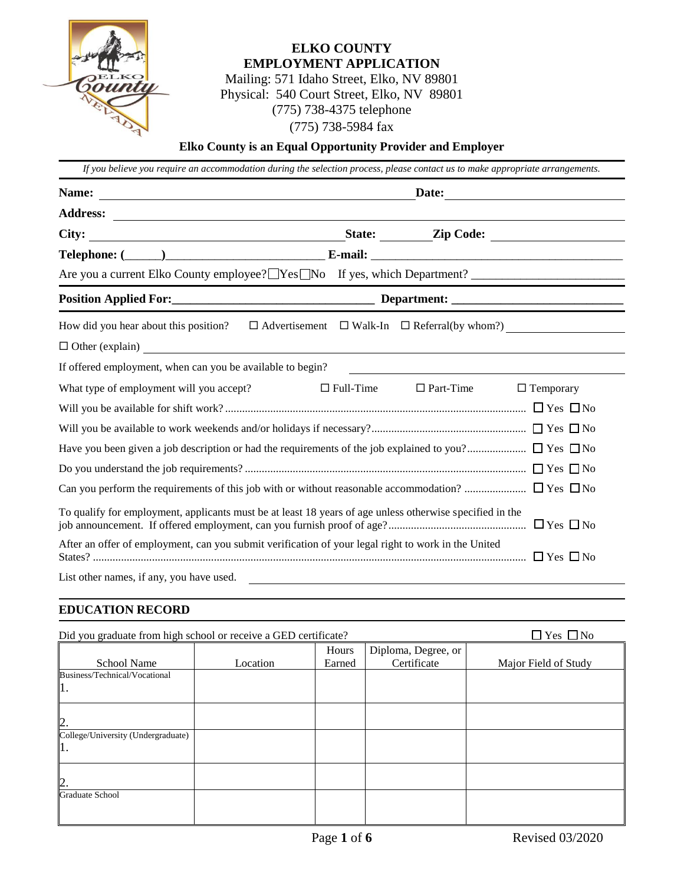# ELKO COUNTY
## EMPLOYMENT APPLICATION

Mailing: 571 Idaho Street, Elko, NV 89801
Physical: 540 Court Street, Elko, NV 89801
(775) 738-4375 telephone
(775) 738-5984 fax

**Elko County is an Equal Opportunity Provider and Employer**

*If you believe you require an accommodation during the selection process, please contact us to make appropriate arrangements.*

**Name:** ______________________________ **Date:** ______________

**Address:** ______________________________

**City:** ______________________ **State:** ________ **Zip Code:** ______________

**Telephone: (______)**________________________ **E-mail:** ______________________

Are you a current Elko County employee? ☐Yes ☐No If yes, which Department? ________________________

**Position Applied For:**________________________________ **Department:** __________________________

How did you hear about this position? ☐ Advertisement ☐ Walk-In ☐ Referral(by whom?) ______________

☐ Other (explain) ______________________________

If offered employment, when can you be available to begin? ______________________

What type of employment will you accept? ☐ Full-Time ☐ Part-Time ☐ Temporary

Will you be available for shift work? ☐ Yes ☐ No

Will you be available to work weekends and/or holidays if necessary? ☐ Yes ☐ No

Have you been given a job description or had the requirements of the job explained to you? ☐ Yes ☐ No

Do you understand the job requirements? ☐ Yes ☐ No

Can you perform the requirements of this job with or without reasonable accommodation? ☐ Yes ☐ No

To qualify for employment, applicants must be at least 18 years of age unless otherwise specified in the job announcement. If offered employment, can you furnish proof of age? ☐ Yes ☐ No

After an offer of employment, can you submit verification of your legal right to work in the United States? ☐ Yes ☐ No

List other names, if any, you have used. ______________________________

## EDUCATION RECORD

Did you graduate from high school or receive a GED certificate? ☐ Yes ☐ No

| School Name | Location | Hours Earned | Diploma, Degree, or Certificate | Major Field of Study |
|---|---|---|---|---|
| Business/Technical/Vocational<br>1. | | | | |
| 2. | | | | |
| College/University (Undergraduate)<br>1. | | | | |
| 2. | | | | |
| Graduate School | | | | |

Revised 03/2020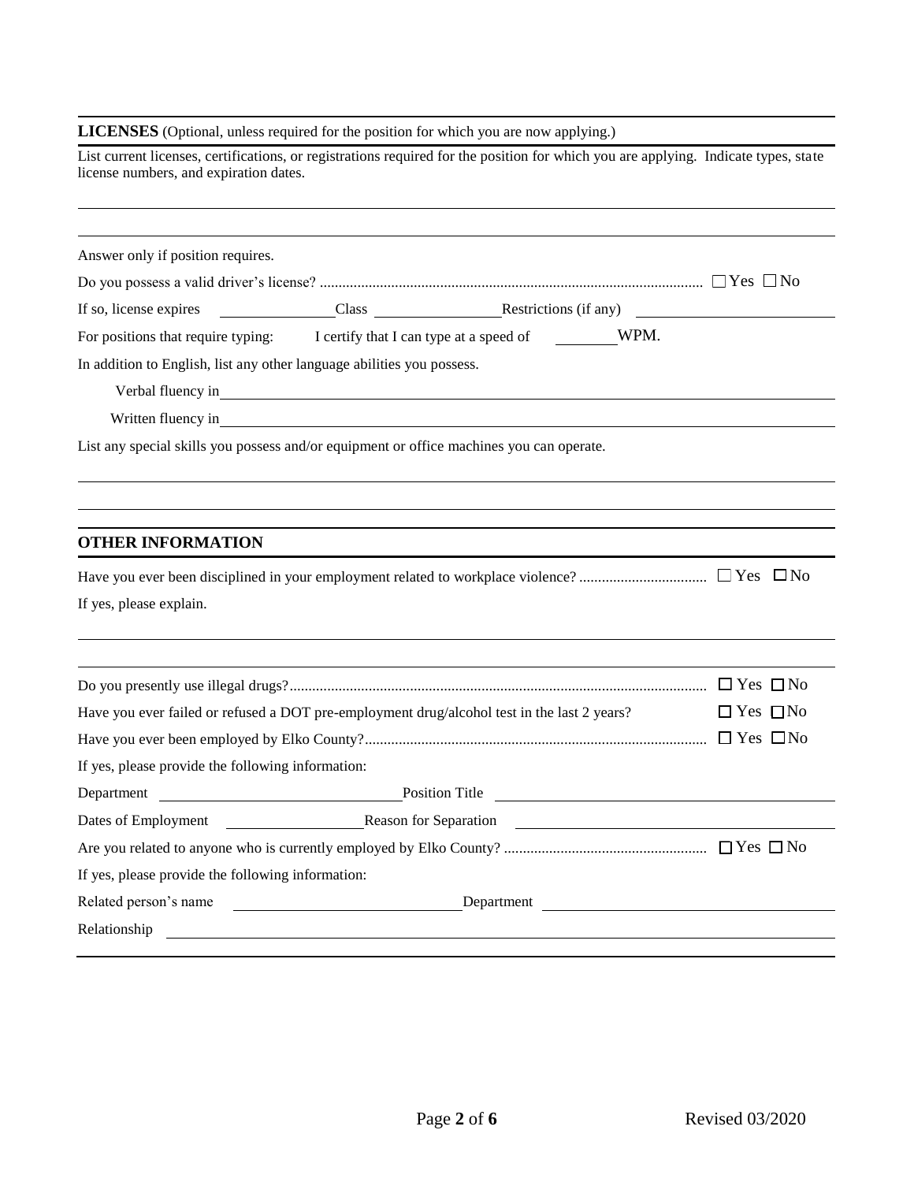## LICENSES (Optional, unless required for the position for which you are now applying.)

List current licenses, certifications, or registrations required for the position for which you are applying. Indicate types, state license numbers, and expiration dates.

\_\_\_\_\_\_\_\_\_\_\_\_\_\_\_\_\_\_\_\_\_\_\_\_\_\_\_\_\_\_\_\_\_\_\_\_\_\_\_\_\_\_\_\_\_\_\_\_\_\_\_\_\_\_\_\_\_\_\_\_

\_\_\_\_\_\_\_\_\_\_\_\_\_\_\_\_\_\_\_\_\_\_\_\_\_\_\_\_\_\_\_\_\_\_\_\_\_\_\_\_\_\_\_\_\_\_\_\_\_\_\_\_\_\_\_\_\_\_\_\_

Answer only if position requires.

Do you possess a valid driver's license? .................................................................................................... ☐ Yes ☐ No

If so, license expires \_\_\_\_\_\_\_\_\_\_\_\_ Class \_\_\_\_\_\_\_\_\_\_\_\_ Restrictions (if any) \_\_\_\_\_\_\_\_\_\_\_\_\_\_\_\_\_\_\_\_

For positions that require typing: I certify that I can type at a speed of \_\_\_\_\_\_\_\_ WPM.

In addition to English, list any other language abilities you possess.

Verbal fluency in \_\_\_\_\_\_\_\_\_\_\_\_\_\_\_\_\_\_\_\_\_\_\_\_\_\_\_\_\_\_\_\_\_\_\_\_\_\_\_\_\_\_\_\_\_\_\_\_\_\_

Written fluency in \_\_\_\_\_\_\_\_\_\_\_\_\_\_\_\_\_\_\_\_\_\_\_\_\_\_\_\_\_\_\_\_\_\_\_\_\_\_\_\_\_\_\_\_\_\_\_\_\_\_

List any special skills you possess and/or equipment or office machines you can operate.

\_\_\_\_\_\_\_\_\_\_\_\_\_\_\_\_\_\_\_\_\_\_\_\_\_\_\_\_\_\_\_\_\_\_\_\_\_\_\_\_\_\_\_\_\_\_\_\_\_\_\_\_\_\_\_\_\_\_\_\_

\_\_\_\_\_\_\_\_\_\_\_\_\_\_\_\_\_\_\_\_\_\_\_\_\_\_\_\_\_\_\_\_\_\_\_\_\_\_\_\_\_\_\_\_\_\_\_\_\_\_\_\_\_\_\_\_\_\_\_\_

## OTHER INFORMATION

Have you ever been disciplined in your employment related to workplace violence? ................................. ☐ Yes ☐ No

If yes, please explain.

\_\_\_\_\_\_\_\_\_\_\_\_\_\_\_\_\_\_\_\_\_\_\_\_\_\_\_\_\_\_\_\_\_\_\_\_\_\_\_\_\_\_\_\_\_\_\_\_\_\_\_\_\_\_\_\_\_\_\_\_

\_\_\_\_\_\_\_\_\_\_\_\_\_\_\_\_\_\_\_\_\_\_\_\_\_\_\_\_\_\_\_\_\_\_\_\_\_\_\_\_\_\_\_\_\_\_\_\_\_\_\_\_\_\_\_\_\_\_\_\_

Do you presently use illegal drugs?............................................................................................................. ☐ Yes ☐ No

Have you ever failed or refused a DOT pre-employment drug/alcohol test in the last 2 years? ☐ Yes ☐ No

Have you ever been employed by Elko County?......................................................................................... ☐ Yes ☐ No

If yes, please provide the following information:

Department \_\_\_\_\_\_\_\_\_\_\_\_\_\_\_\_\_\_\_\_ Position Title \_\_\_\_\_\_\_\_\_\_\_\_\_\_\_\_\_\_\_\_\_\_\_\_\_\_\_\_

Dates of Employment \_\_\_\_\_\_\_\_\_\_\_\_\_\_ Reason for Separation \_\_\_\_\_\_\_\_\_\_\_\_\_\_\_\_\_\_\_\_\_\_\_\_

Are you related to anyone who is currently employed by Elko County? ..................................................... ☐ Yes ☐ No

If yes, please provide the following information:

Related person's name \_\_\_\_\_\_\_\_\_\_\_\_\_\_\_\_\_\_\_\_ Department \_\_\_\_\_\_\_\_\_\_\_\_\_\_\_\_\_\_\_\_\_\_\_\_\_\_

Relationship \_\_\_\_\_\_\_\_\_\_\_\_\_\_\_\_\_\_\_\_\_\_\_\_\_\_\_\_\_\_\_\_\_\_\_\_\_\_\_\_\_\_\_\_\_\_\_\_\_\_\_\_\_\_

Revised 03/2020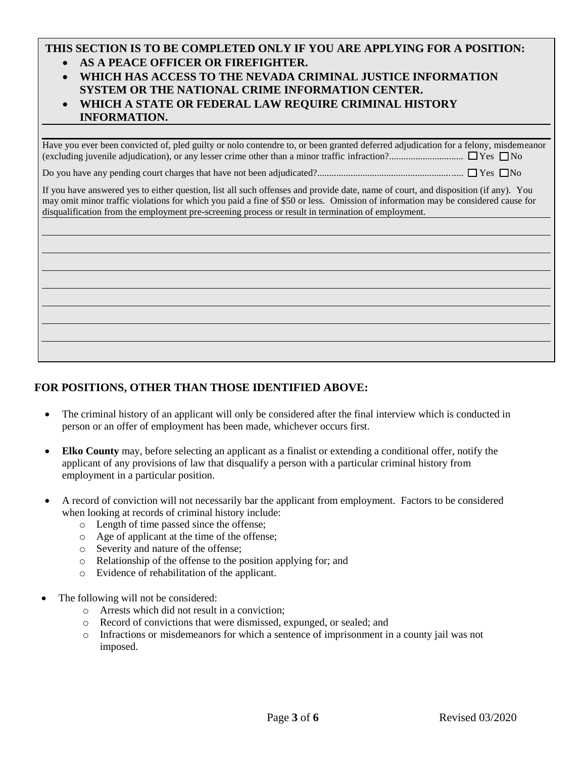**THIS SECTION IS TO BE COMPLETED ONLY IF YOU ARE APPLYING FOR A POSITION:**

- **AS A PEACE OFFICER OR FIREFIGHTER.**
- **WHICH HAS ACCESS TO THE NEVADA CRIMINAL JUSTICE INFORMATION SYSTEM OR THE NATIONAL CRIME INFORMATION CENTER.**
- **WHICH A STATE OR FEDERAL LAW REQUIRE CRIMINAL HISTORY INFORMATION.**

Have you ever been convicted of, pled guilty or nolo contendre to, or been granted deferred adjudication for a felony, misdemeanor (excluding juvenile adjudication), or any lesser crime other than a minor traffic infraction?.............................. ☐ Yes ☐ No

Do you have any pending court charges that have not been adjudicated?........................................................... ☐ Yes ☐ No

If you have answered yes to either question, list all such offenses and provide date, name of court, and disposition (if any). You may omit minor traffic violations for which you paid a fine of $50 or less. Omission of information may be considered cause for disqualification from the employment pre-screening process or result in termination of employment.

____________________________________________________________

____________________________________________________________

____________________________________________________________

____________________________________________________________

____________________________________________________________

____________________________________________________________

____________________________________________________________

## FOR POSITIONS, OTHER THAN THOSE IDENTIFIED ABOVE:

- The criminal history of an applicant will only be considered after the final interview which is conducted in person or an offer of employment has been made, whichever occurs first.
- **Elko County** may, before selecting an applicant as a finalist or extending a conditional offer, notify the applicant of any provisions of law that disqualify a person with a particular criminal history from employment in a particular position.
- A record of conviction will not necessarily bar the applicant from employment. Factors to be considered when looking at records of criminal history include:
  - Length of time passed since the offense;
  - Age of applicant at the time of the offense;
  - Severity and nature of the offense;
  - Relationship of the offense to the position applying for; and
  - Evidence of rehabilitation of the applicant.
- The following will not be considered:
  - Arrests which did not result in a conviction;
  - Record of convictions that were dismissed, expunged, or sealed; and
  - Infractions or misdemeanors for which a sentence of imprisonment in a county jail was not imposed.

Revised 03/2020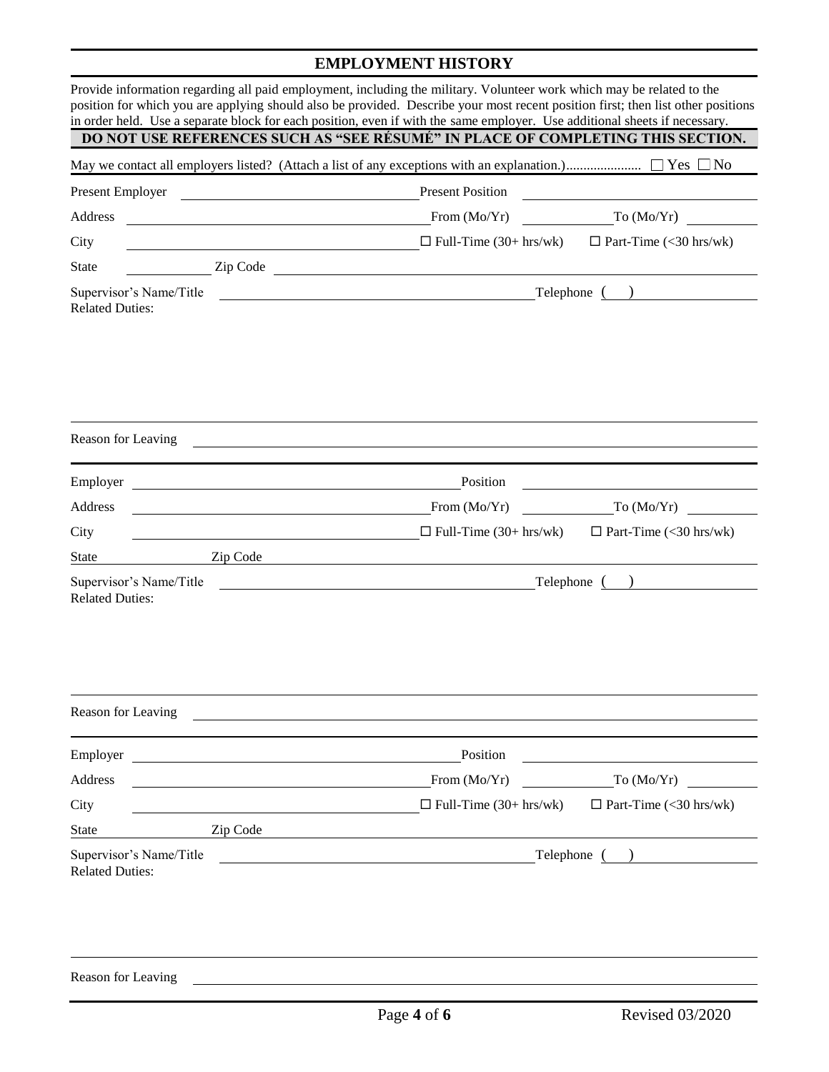## EMPLOYMENT HISTORY

Provide information regarding all paid employment, including the military. Volunteer work which may be related to the position for which you are applying should also be provided. Describe your most recent position first; then list other positions in order held. Use a separate block for each position, even if with the same employer. Use additional sheets if necessary.

**DO NOT USE REFERENCES SUCH AS "SEE RÉSUMÉ" IN PLACE OF COMPLETING THIS SECTION.**

May we contact all employers listed? (Attach a list of any exceptions with an explanation.)...................... ☐ Yes ☐ No

Present Employer ______________________ Present Position ______________________

Address ______________________ From (Mo/Yr) __________ To (Mo/Yr) __________

City ______________________ ☐ Full-Time (30+ hrs/wk) ☐ Part-Time (<30 hrs/wk)

State __________ Zip Code ______________________

Supervisor's Name/Title ______________________ Telephone ( ) __________

Related Duties:

Reason for Leaving ______________________

---

Employer ______________________ Position ______________________

Address ______________________ From (Mo/Yr) __________ To (Mo/Yr) __________

City ______________________ ☐ Full-Time (30+ hrs/wk) ☐ Part-Time (<30 hrs/wk)

State __________ Zip Code ______________________

Supervisor's Name/Title ______________________ Telephone ( ) __________

Related Duties:

Reason for Leaving ______________________

---

Employer ______________________ Position ______________________

Address ______________________ From (Mo/Yr) __________ To (Mo/Yr) __________

City ______________________ ☐ Full-Time (30+ hrs/wk) ☐ Part-Time (<30 hrs/wk)

State __________ Zip Code ______________________

Supervisor's Name/Title ______________________ Telephone ( ) __________

Related Duties:

Reason for Leaving ______________________

Revised 03/2020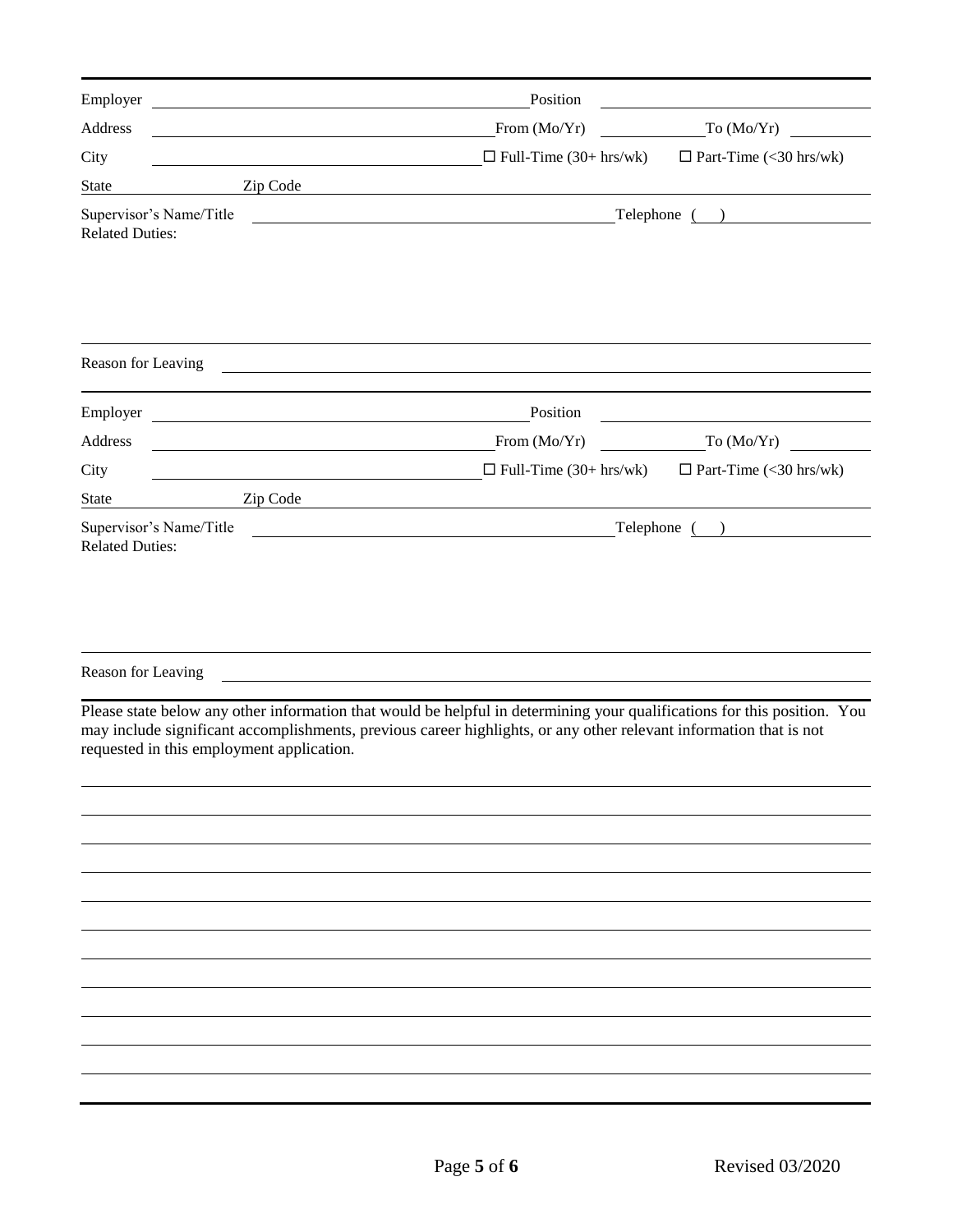Employer \_\_\_\_\_\_\_\_\_\_\_\_\_\_\_\_\_\_\_\_\_\_\_\_\_\_\_\_\_\_ Position \_\_\_\_\_\_\_\_\_\_\_\_\_\_\_\_\_\_\_\_

Address \_\_\_\_\_\_\_\_\_\_\_\_\_\_\_\_\_\_\_\_\_\_\_\_\_\_\_\_\_\_ From (Mo/Yr) \_\_\_\_\_\_\_\_ To (Mo/Yr) \_\_\_\_\_\_\_\_

City \_\_\_\_\_\_\_\_\_\_\_\_\_\_\_\_\_\_\_\_\_\_\_\_\_\_\_\_\_\_ ☐ Full-Time (30+ hrs/wk) ☐ Part-Time (<30 hrs/wk)

State \_\_\_\_\_\_\_\_ Zip Code \_\_\_\_\_\_\_\_

Supervisor's Name/Title \_\_\_\_\_\_\_\_\_\_\_\_\_\_\_\_\_\_\_\_\_\_\_\_\_\_\_\_\_\_ Telephone ( ) \_\_\_\_\_\_\_\_\_\_\_\_

Related Duties:

Reason for Leaving \_\_\_\_\_\_\_\_\_\_\_\_\_\_\_\_\_\_\_\_\_\_\_\_\_\_\_\_\_\_\_\_\_\_\_\_\_\_\_\_\_\_\_\_

---

Employer \_\_\_\_\_\_\_\_\_\_\_\_\_\_\_\_\_\_\_\_\_\_\_\_\_\_\_\_\_\_ Position \_\_\_\_\_\_\_\_\_\_\_\_\_\_\_\_\_\_\_\_

Address \_\_\_\_\_\_\_\_\_\_\_\_\_\_\_\_\_\_\_\_\_\_\_\_\_\_\_\_\_\_ From (Mo/Yr) \_\_\_\_\_\_\_\_ To (Mo/Yr) \_\_\_\_\_\_\_\_

City \_\_\_\_\_\_\_\_\_\_\_\_\_\_\_\_\_\_\_\_\_\_\_\_\_\_\_\_\_\_ ☐ Full-Time (30+ hrs/wk) ☐ Part-Time (<30 hrs/wk)

State \_\_\_\_\_\_\_\_ Zip Code \_\_\_\_\_\_\_\_

Supervisor's Name/Title \_\_\_\_\_\_\_\_\_\_\_\_\_\_\_\_\_\_\_\_\_\_\_\_\_\_\_\_\_\_ Telephone ( ) \_\_\_\_\_\_\_\_\_\_\_\_

Related Duties:

Reason for Leaving \_\_\_\_\_\_\_\_\_\_\_\_\_\_\_\_\_\_\_\_\_\_\_\_\_\_\_\_\_\_\_\_\_\_\_\_\_\_\_\_\_\_\_\_

---

Please state below any other information that would be helpful in determining your qualifications for this position. You may include significant accomplishments, previous career highlights, or any other relevant information that is not requested in this employment application.

\_\_\_\_\_\_\_\_\_\_\_\_\_\_\_\_\_\_\_\_\_\_\_\_\_\_\_\_\_\_\_\_\_\_\_\_\_\_\_\_\_\_\_\_\_\_\_\_\_\_\_\_\_\_\_\_\_\_\_\_\_\_\_\_\_\_\_\_\_\_

\_\_\_\_\_\_\_\_\_\_\_\_\_\_\_\_\_\_\_\_\_\_\_\_\_\_\_\_\_\_\_\_\_\_\_\_\_\_\_\_\_\_\_\_\_\_\_\_\_\_\_\_\_\_\_\_\_\_\_\_\_\_\_\_\_\_\_\_\_\_

\_\_\_\_\_\_\_\_\_\_\_\_\_\_\_\_\_\_\_\_\_\_\_\_\_\_\_\_\_\_\_\_\_\_\_\_\_\_\_\_\_\_\_\_\_\_\_\_\_\_\_\_\_\_\_\_\_\_\_\_\_\_\_\_\_\_\_\_\_\_

\_\_\_\_\_\_\_\_\_\_\_\_\_\_\_\_\_\_\_\_\_\_\_\_\_\_\_\_\_\_\_\_\_\_\_\_\_\_\_\_\_\_\_\_\_\_\_\_\_\_\_\_\_\_\_\_\_\_\_\_\_\_\_\_\_\_\_\_\_\_

\_\_\_\_\_\_\_\_\_\_\_\_\_\_\_\_\_\_\_\_\_\_\_\_\_\_\_\_\_\_\_\_\_\_\_\_\_\_\_\_\_\_\_\_\_\_\_\_\_\_\_\_\_\_\_\_\_\_\_\_\_\_\_\_\_\_\_\_\_\_

\_\_\_\_\_\_\_\_\_\_\_\_\_\_\_\_\_\_\_\_\_\_\_\_\_\_\_\_\_\_\_\_\_\_\_\_\_\_\_\_\_\_\_\_\_\_\_\_\_\_\_\_\_\_\_\_\_\_\_\_\_\_\_\_\_\_\_\_\_\_

\_\_\_\_\_\_\_\_\_\_\_\_\_\_\_\_\_\_\_\_\_\_\_\_\_\_\_\_\_\_\_\_\_\_\_\_\_\_\_\_\_\_\_\_\_\_\_\_\_\_\_\_\_\_\_\_\_\_\_\_\_\_\_\_\_\_\_\_\_\_

\_\_\_\_\_\_\_\_\_\_\_\_\_\_\_\_\_\_\_\_\_\_\_\_\_\_\_\_\_\_\_\_\_\_\_\_\_\_\_\_\_\_\_\_\_\_\_\_\_\_\_\_\_\_\_\_\_\_\_\_\_\_\_\_\_\_\_\_\_\_

\_\_\_\_\_\_\_\_\_\_\_\_\_\_\_\_\_\_\_\_\_\_\_\_\_\_\_\_\_\_\_\_\_\_\_\_\_\_\_\_\_\_\_\_\_\_\_\_\_\_\_\_\_\_\_\_\_\_\_\_\_\_\_\_\_\_\_\_\_\_

\_\_\_\_\_\_\_\_\_\_\_\_\_\_\_\_\_\_\_\_\_\_\_\_\_\_\_\_\_\_\_\_\_\_\_\_\_\_\_\_\_\_\_\_\_\_\_\_\_\_\_\_\_\_\_\_\_\_\_\_\_\_\_\_\_\_\_\_\_\_

\_\_\_\_\_\_\_\_\_\_\_\_\_\_\_\_\_\_\_\_\_\_\_\_\_\_\_\_\_\_\_\_\_\_\_\_\_\_\_\_\_\_\_\_\_\_\_\_\_\_\_\_\_\_\_\_\_\_\_\_\_\_\_\_\_\_\_\_\_\_

\_\_\_\_\_\_\_\_\_\_\_\_\_\_\_\_\_\_\_\_\_\_\_\_\_\_\_\_\_\_\_\_\_\_\_\_\_\_\_\_\_\_\_\_\_\_\_\_\_\_\_\_\_\_\_\_\_\_\_\_\_\_\_\_\_\_\_\_\_\_

Revised 03/2020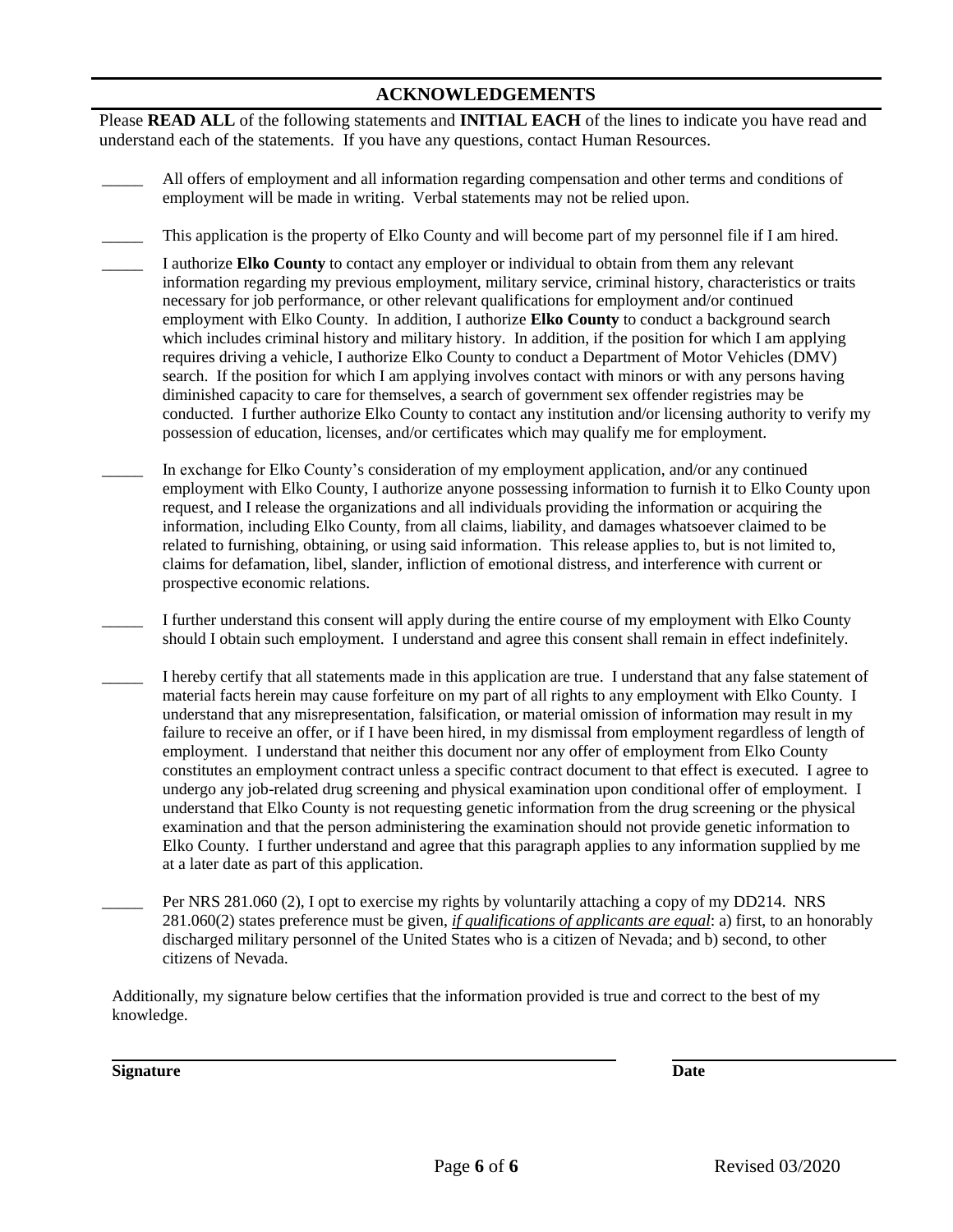## ACKNOWLEDGEMENTS

Please **READ ALL** of the following statements and **INITIAL EACH** of the lines to indicate you have read and understand each of the statements. If you have any questions, contact Human Resources.

_____ All offers of employment and all information regarding compensation and other terms and conditions of employment will be made in writing. Verbal statements may not be relied upon.

_____ This application is the property of Elko County and will become part of my personnel file if I am hired.

_____ I authorize **Elko County** to contact any employer or individual to obtain from them any relevant information regarding my previous employment, military service, criminal history, characteristics or traits necessary for job performance, or other relevant qualifications for employment and/or continued employment with Elko County. In addition, I authorize **Elko County** to conduct a background search which includes criminal history and military history. In addition, if the position for which I am applying requires driving a vehicle, I authorize Elko County to conduct a Department of Motor Vehicles (DMV) search. If the position for which I am applying involves contact with minors or with any persons having diminished capacity to care for themselves, a search of government sex offender registries may be conducted. I further authorize Elko County to contact any institution and/or licensing authority to verify my possession of education, licenses, and/or certificates which may qualify me for employment.

_____ In exchange for Elko County's consideration of my employment application, and/or any continued employment with Elko County, I authorize anyone possessing information to furnish it to Elko County upon request, and I release the organizations and all individuals providing the information or acquiring the information, including Elko County, from all claims, liability, and damages whatsoever claimed to be related to furnishing, obtaining, or using said information. This release applies to, but is not limited to, claims for defamation, libel, slander, infliction of emotional distress, and interference with current or prospective economic relations.

_____ I further understand this consent will apply during the entire course of my employment with Elko County should I obtain such employment. I understand and agree this consent shall remain in effect indefinitely.

_____ I hereby certify that all statements made in this application are true. I understand that any false statement of material facts herein may cause forfeiture on my part of all rights to any employment with Elko County. I understand that any misrepresentation, falsification, or material omission of information may result in my failure to receive an offer, or if I have been hired, in my dismissal from employment regardless of length of employment. I understand that neither this document nor any offer of employment from Elko County constitutes an employment contract unless a specific contract document to that effect is executed. I agree to undergo any job-related drug screening and physical examination upon conditional offer of employment. I understand that Elko County is not requesting genetic information from the drug screening or the physical examination and that the person administering the examination should not provide genetic information to Elko County. I further understand and agree that this paragraph applies to any information supplied by me at a later date as part of this application.

_____ Per NRS 281.060 (2), I opt to exercise my rights by voluntarily attaching a copy of my DD214. NRS 281.060(2) states preference must be given, ***if qualifications of applicants are equal***: a) first, to an honorably discharged military personnel of the United States who is a citizen of Nevada; and b) second, to other citizens of Nevada.

Additionally, my signature below certifies that the information provided is true and correct to the best of my knowledge.

______________________________________________ ______________________

**Signature** **Date**

Revised 03/2020